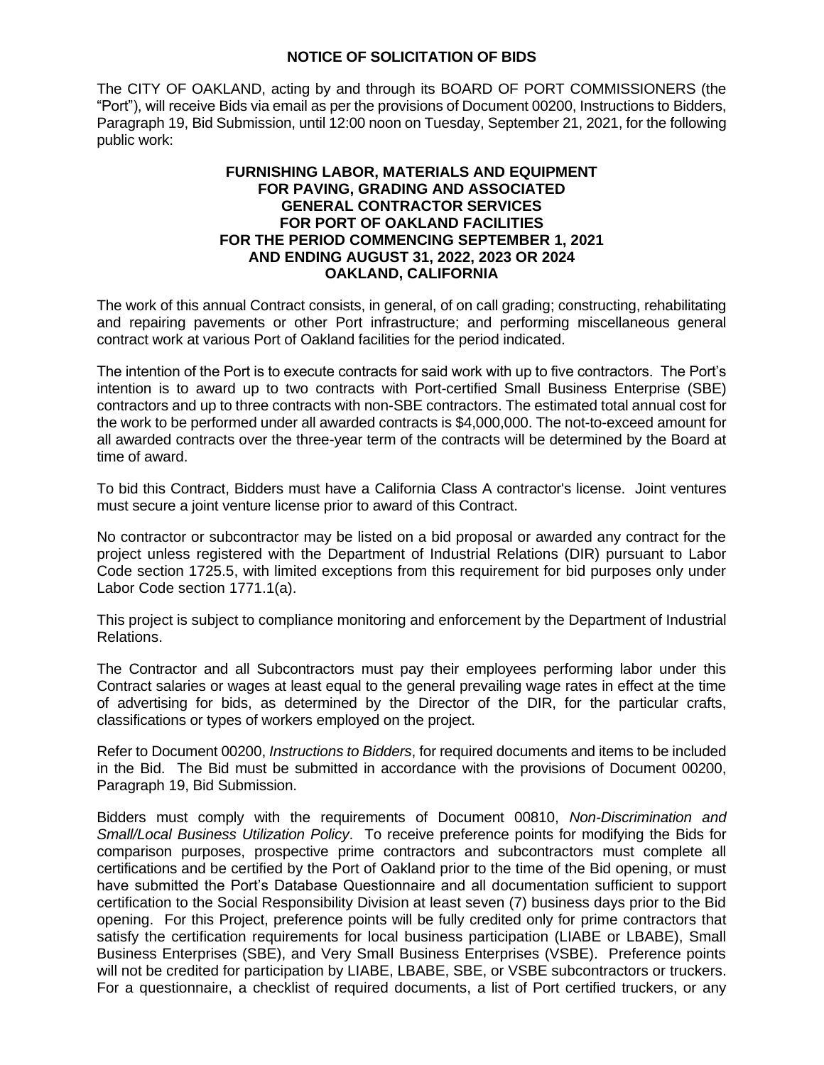# NOTICE OF SOLICITATION OF BIDS

The CITY OF OAKLAND, acting by and through its BOARD OF PORT COMMISSIONERS (the "Port"), will receive Bids via email as per the provisions of Document 00200, Instructions to Bidders, Paragraph 19, Bid Submission, until 12:00 noon on Tuesday, September 21, 2021, for the following public work:

**FURNISHING LABOR, MATERIALS AND EQUIPMENT FOR PAVING, GRADING AND ASSOCIATED GENERAL CONTRACTOR SERVICES FOR PORT OF OAKLAND FACILITIES FOR THE PERIOD COMMENCING SEPTEMBER 1, 2021 AND ENDING AUGUST 31, 2022, 2023 OR 2024 OAKLAND, CALIFORNIA**

The work of this annual Contract consists, in general, of on call grading; constructing, rehabilitating and repairing pavements or other Port infrastructure; and performing miscellaneous general contract work at various Port of Oakland facilities for the period indicated.

The intention of the Port is to execute contracts for said work with up to five contractors. The Port's intention is to award up to two contracts with Port-certified Small Business Enterprise (SBE) contractors and up to three contracts with non-SBE contractors. The estimated total annual cost for the work to be performed under all awarded contracts is $4,000,000. The not-to-exceed amount for all awarded contracts over the three-year term of the contracts will be determined by the Board at time of award.

To bid this Contract, Bidders must have a California Class A contractor's license. Joint ventures must secure a joint venture license prior to award of this Contract.

No contractor or subcontractor may be listed on a bid proposal or awarded any contract for the project unless registered with the Department of Industrial Relations (DIR) pursuant to Labor Code section 1725.5, with limited exceptions from this requirement for bid purposes only under Labor Code section 1771.1(a).

This project is subject to compliance monitoring and enforcement by the Department of Industrial Relations.

The Contractor and all Subcontractors must pay their employees performing labor under this Contract salaries or wages at least equal to the general prevailing wage rates in effect at the time of advertising for bids, as determined by the Director of the DIR, for the particular crafts, classifications or types of workers employed on the project.

Refer to Document 00200, *Instructions to Bidders*, for required documents and items to be included in the Bid. The Bid must be submitted in accordance with the provisions of Document 00200, Paragraph 19, Bid Submission.

Bidders must comply with the requirements of Document 00810, *Non-Discrimination and Small/Local Business Utilization Policy*. To receive preference points for modifying the Bids for comparison purposes, prospective prime contractors and subcontractors must complete all certifications and be certified by the Port of Oakland prior to the time of the Bid opening, or must have submitted the Port's Database Questionnaire and all documentation sufficient to support certification to the Social Responsibility Division at least seven (7) business days prior to the Bid opening. For this Project, preference points will be fully credited only for prime contractors that satisfy the certification requirements for local business participation (LIABE or LBABE), Small Business Enterprises (SBE), and Very Small Business Enterprises (VSBE). Preference points will not be credited for participation by LIABE, LBABE, SBE, or VSBE subcontractors or truckers. For a questionnaire, a checklist of required documents, a list of Port certified truckers, or any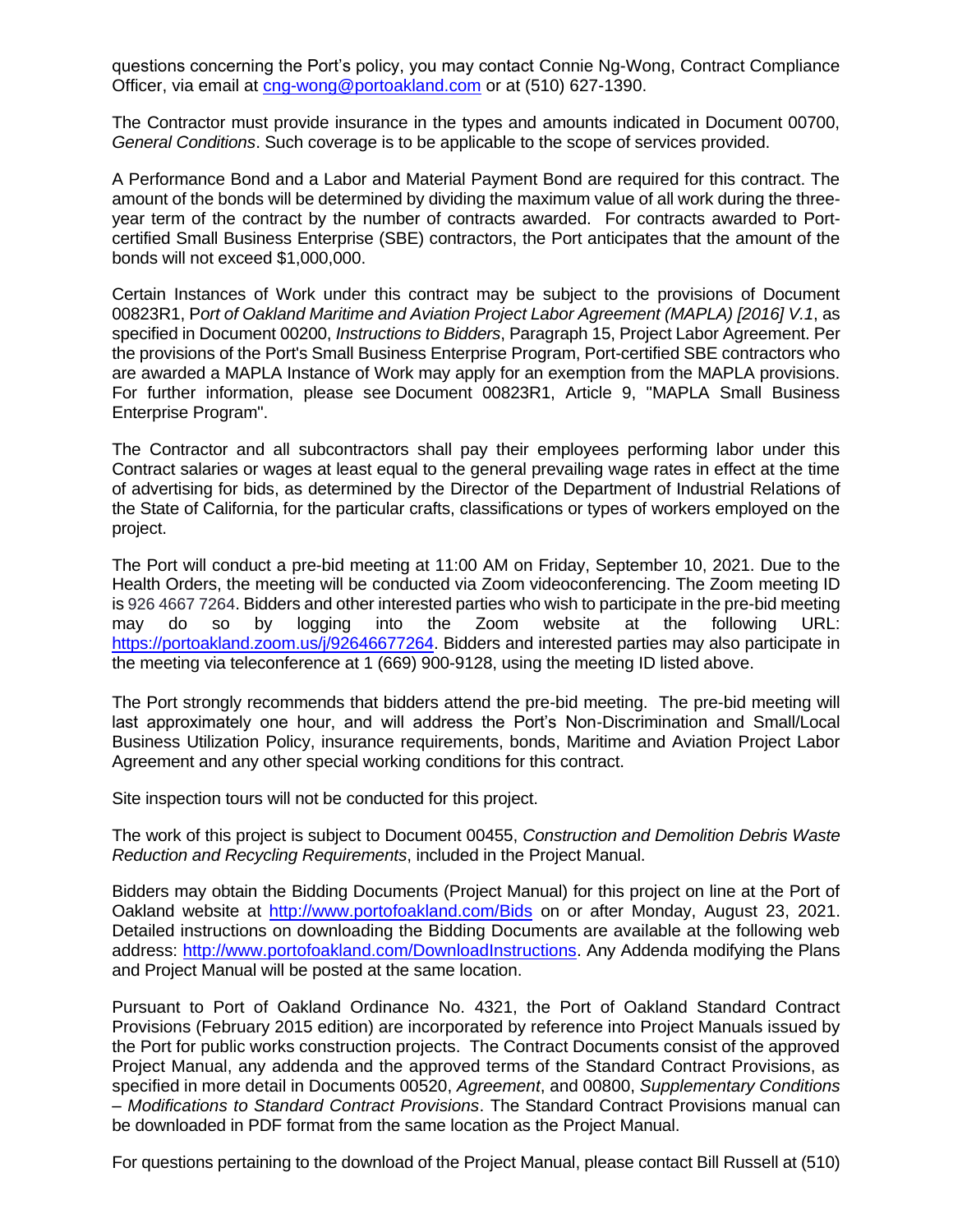questions concerning the Port's policy, you may contact Connie Ng-Wong, Contract Compliance Officer, via email at [cng-wong@portoakland.com](mailto:cng-wong@portoakland.com) or at (510) 627-1390.

The Contractor must provide insurance in the types and amounts indicated in Document 00700, *General Conditions*. Such coverage is to be applicable to the scope of services provided.

A Performance Bond and a Labor and Material Payment Bond are required for this contract. The amount of the bonds will be determined by dividing the maximum value of all work during the three-year term of the contract by the number of contracts awarded. For contracts awarded to Port-certified Small Business Enterprise (SBE) contractors, the Port anticipates that the amount of the bonds will not exceed $1,000,000.

Certain Instances of Work under this contract may be subject to the provisions of Document 00823R1, P*ort of Oakland Maritime and Aviation Project Labor Agreement (MAPLA) [2016] V.1*, as specified in Document 00200, *Instructions to Bidders*, Paragraph 15, Project Labor Agreement. Per the provisions of the Port's Small Business Enterprise Program, Port-certified SBE contractors who are awarded a MAPLA Instance of Work may apply for an exemption from the MAPLA provisions. For further information, please see Document 00823R1, Article 9, "MAPLA Small Business Enterprise Program".

The Contractor and all subcontractors shall pay their employees performing labor under this Contract salaries or wages at least equal to the general prevailing wage rates in effect at the time of advertising for bids, as determined by the Director of the Department of Industrial Relations of the State of California, for the particular crafts, classifications or types of workers employed on the project.

The Port will conduct a pre-bid meeting at 11:00 AM on Friday, September 10, 2021. Due to the Health Orders, the meeting will be conducted via Zoom videoconferencing. The Zoom meeting ID is 926 4667 7264. Bidders and other interested parties who wish to participate in the pre-bid meeting may do so by logging into the Zoom website at the following URL: [https://portoakland.zoom.us/j/92646677264](https://portoakland.zoom.us/j/92646677264). Bidders and interested parties may also participate in the meeting via teleconference at 1 (669) 900-9128, using the meeting ID listed above.

The Port strongly recommends that bidders attend the pre-bid meeting. The pre-bid meeting will last approximately one hour, and will address the Port's Non-Discrimination and Small/Local Business Utilization Policy, insurance requirements, bonds, Maritime and Aviation Project Labor Agreement and any other special working conditions for this contract.

Site inspection tours will not be conducted for this project.

The work of this project is subject to Document 00455, *Construction and Demolition Debris Waste Reduction and Recycling Requirements*, included in the Project Manual.

Bidders may obtain the Bidding Documents (Project Manual) for this project on line at the Port of Oakland website at [http://www.portofoakland.com/Bids](http://www.portofoakland.com/Bids) on or after Monday, August 23, 2021. Detailed instructions on downloading the Bidding Documents are available at the following web address: [http://www.portofoakland.com/DownloadInstructions](http://www.portofoakland.com/DownloadInstructions). Any Addenda modifying the Plans and Project Manual will be posted at the same location.

Pursuant to Port of Oakland Ordinance No. 4321, the Port of Oakland Standard Contract Provisions (February 2015 edition) are incorporated by reference into Project Manuals issued by the Port for public works construction projects. The Contract Documents consist of the approved Project Manual, any addenda and the approved terms of the Standard Contract Provisions, as specified in more detail in Documents 00520, *Agreement*, and 00800, *Supplementary Conditions – Modifications to Standard Contract Provisions*. The Standard Contract Provisions manual can be downloaded in PDF format from the same location as the Project Manual.

For questions pertaining to the download of the Project Manual, please contact Bill Russell at (510)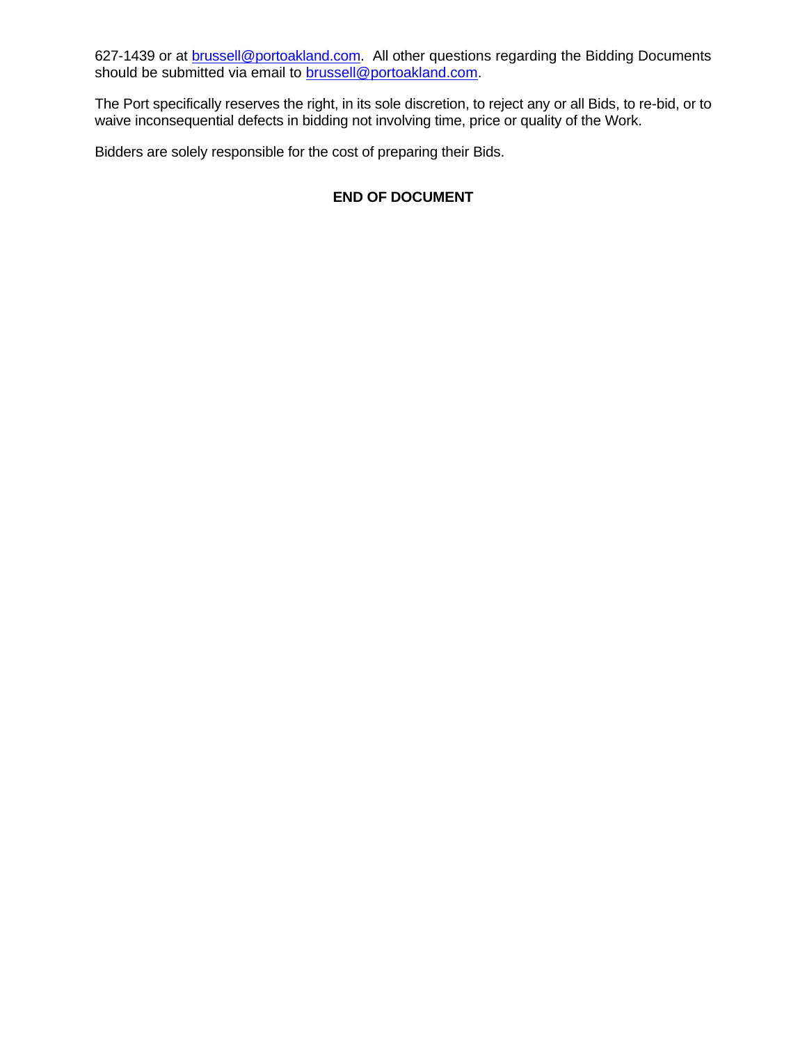627-1439 or at brussell@portoakland.com. All other questions regarding the Bidding Documents should be submitted via email to brussell@portoakland.com.

The Port specifically reserves the right, in its sole discretion, to reject any or all Bids, to re-bid, or to waive inconsequential defects in bidding not involving time, price or quality of the Work.

Bidders are solely responsible for the cost of preparing their Bids.

**END OF DOCUMENT**